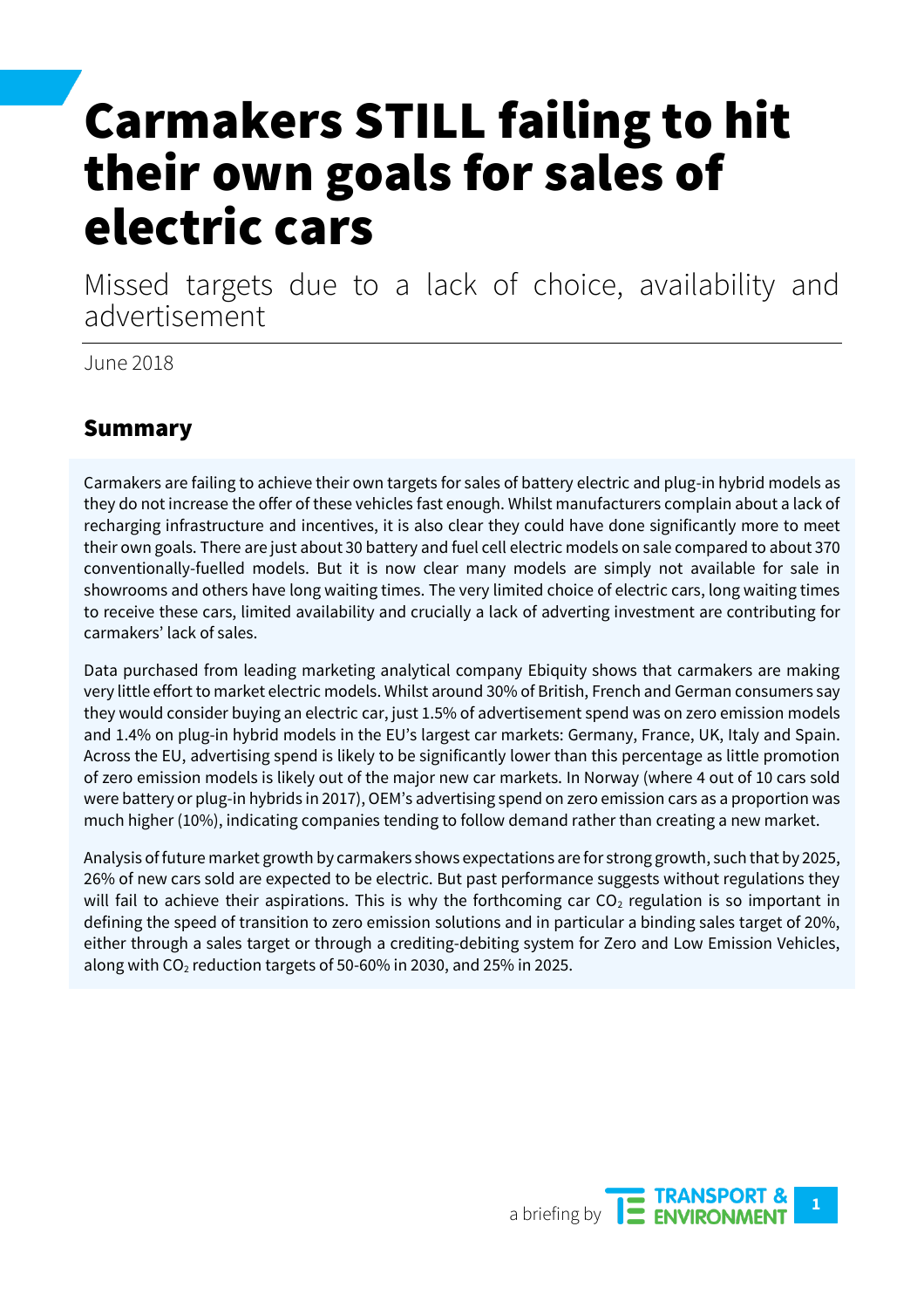# Carmakers STILL failing to hit their own goals for sales of electric cars

Missed targets due to a lack of choice, availability and advertisement

June 2018

## Summary

Carmakers are failing to achieve their own targets for sales of battery electric and plug-in hybrid models as they do not increase the offer of these vehicles fast enough. Whilst manufacturers complain about a lack of recharging infrastructure and incentives, it is also clear they could have done significantly more to meet their own goals. There are just about 30 battery and fuel cell electric models on sale compared to about 370 conventionally-fuelled models. But it is now clear many models are simply not available for sale in showrooms and others have long waiting times. The very limited choice of electric cars, long waiting times to receive these cars, limited availability and crucially a lack of adverting investment are contributing for carmakers' lack of sales.

Data purchased from leading marketing analytical company Ebiquity shows that carmakers are making very little effort to market electric models. Whilst around 30% of British, French and German consumers say they would consider buying an electric car, just 1.5% of advertisement spend was on zero emission models and 1.4% on plug-in hybrid models in the EU's largest car markets: Germany, France, UK, Italy and Spain. Across the EU, advertising spend is likely to be significantly lower than this percentage as little promotion of zero emission models is likely out of the major new car markets. In Norway (where 4 out of 10 cars sold were battery or plug-in hybrids in 2017), OEM's advertising spend on zero emission cars as a proportion was much higher (10%), indicating companies tending to follow demand rather than creating a new market.

Analysis of future market growth by carmakers shows expectations are for strong growth, such that by 2025, 26% of new cars sold are expected to be electric. But past performance suggests without regulations they will fail to achieve their aspirations. This is why the forthcoming car $CO_2$ regulation is so important in defining the speed of transition to zero emission solutions and in particular a binding sales target of 20%, either through a sales target or through a crediting-debiting system for Zero and Low Emission Vehicles, along with $CO_2$ reduction targets of 50-60% in 2030, and 25% in 2025.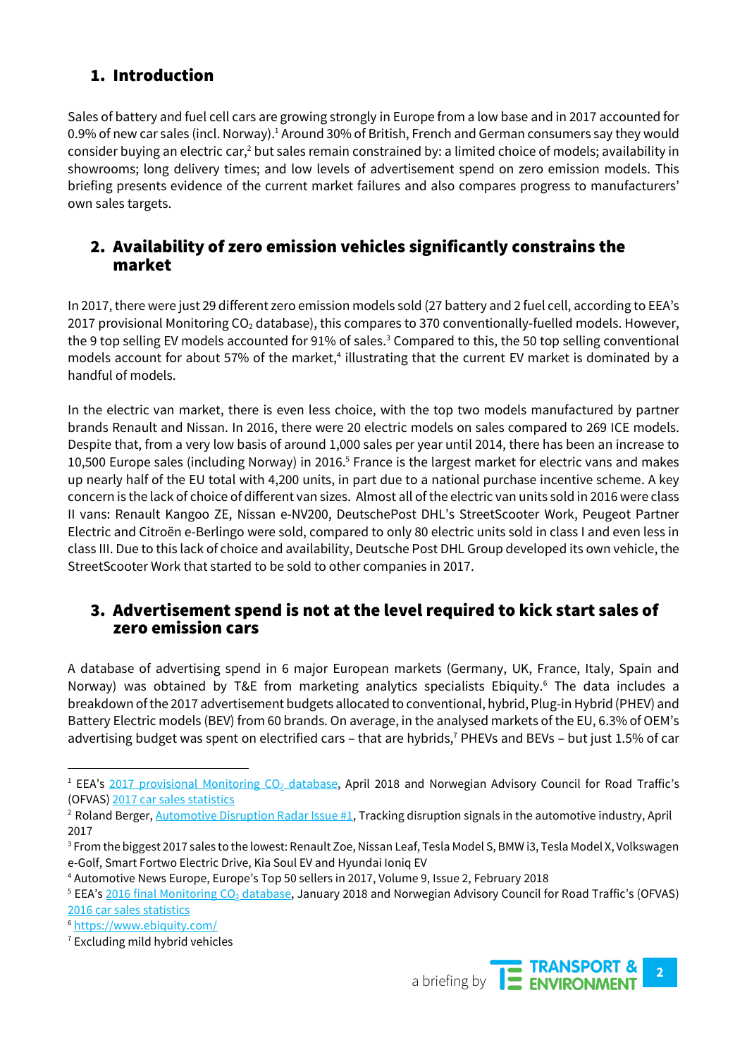## 1. Introduction

Sales of battery and fuel cell cars are growing strongly in Europe from a low base and in 2017 accounted for 0.9% of new car sales (incl. Norway).[1] Around 30% of British, French and German consumers say they would consider buying an electric car,[2] but sales remain constrained by: a limited choice of models; availability in showrooms; long delivery times; and low levels of advertisement spend on zero emission models. This briefing presents evidence of the current market failures and also compares progress to manufacturers' own sales targets.

## 2. Availability of zero emission vehicles significantly constrains the market

In 2017, there were just 29 different zero emission models sold (27 battery and 2 fuel cell, according to EEA's 2017 provisional Monitoring $CO_2$ database), this compares to 370 conventionally-fuelled models. However, the 9 top selling EV models accounted for 91% of sales.[3] Compared to this, the 50 top selling conventional models account for about 57% of the market,[4] illustrating that the current EV market is dominated by a handful of models.

In the electric van market, there is even less choice, with the top two models manufactured by partner brands Renault and Nissan. In 2016, there were 20 electric models on sales compared to 269 ICE models. Despite that, from a very low basis of around 1,000 sales per year until 2014, there has been an increase to 10,500 Europe sales (including Norway) in 2016.[5] France is the largest market for electric vans and makes up nearly half of the EU total with 4,200 units, in part due to a national purchase incentive scheme. A key concern is the lack of choice of different van sizes. Almost all of the electric van units sold in 2016 were class II vans: Renault Kangoo ZE, Nissan e-NV200, DeutschePost DHL's StreetScooter Work, Peugeot Partner Electric and Citroën e-Berlingo were sold, compared to only 80 electric units sold in class I and even less in class III. Due to this lack of choice and availability, Deutsche Post DHL Group developed its own vehicle, the StreetScooter Work that started to be sold to other companies in 2017.

## 3. Advertisement spend is not at the level required to kick start sales of zero emission cars

A database of advertising spend in 6 major European markets (Germany, UK, France, Italy, Spain and Norway) was obtained by T&E from marketing analytics specialists Ebiquity.[6] The data includes a breakdown of the 2017 advertisement budgets allocated to conventional, hybrid, Plug-in Hybrid (PHEV) and Battery Electric models (BEV) from 60 brands. On average, in the analysed markets of the EU, 6.3% of OEM's advertising budget was spent on electrified cars – that are hybrids,[7] PHEVs and BEVs – but just 1.5% of car

---

[1] EEA's 2017 provisional Monitoring $CO_2$ database, April 2018 and Norwegian Advisory Council for Road Traffic's (OFVAS) 2017 car sales statistics

[2] Roland Berger, Automotive Disruption Radar Issue #1, Tracking disruption signals in the automotive industry, April 2017

[3] From the biggest 2017 sales to the lowest: Renault Zoe, Nissan Leaf, Tesla Model S, BMW i3, Tesla Model X, Volkswagen e-Golf, Smart Fortwo Electric Drive, Kia Soul EV and Hyundai Ioniq EV

[4] Automotive News Europe, Europe's Top 50 sellers in 2017, Volume 9, Issue 2, February 2018

[5] EEA's 2016 final Monitoring $CO_2$ database, January 2018 and Norwegian Advisory Council for Road Traffic's (OFVAS) 2016 car sales statistics

[6] https://www.ebiquity.com/

[7] Excluding mild hybrid vehicles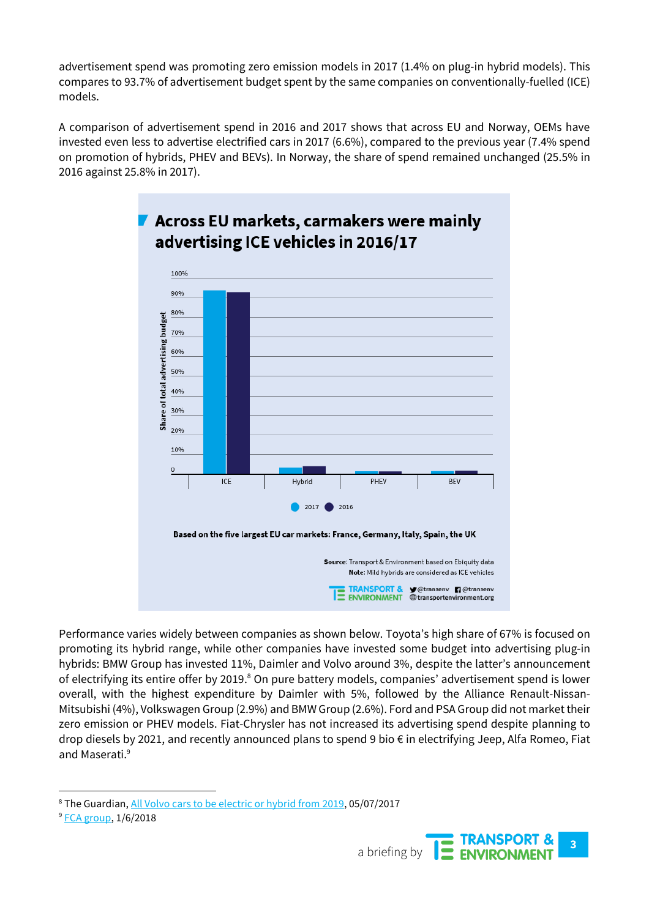advertisement spend was promoting zero emission models in 2017 (1.4% on plug-in hybrid models). This compares to 93.7% of advertisement budget spent by the same companies on conventionally-fuelled (ICE) models.

A comparison of advertisement spend in 2016 and 2017 shows that across EU and Norway, OEMs have invested even less to advertise electrified cars in 2017 (6.6%), compared to the previous year (7.4% spend on promotion of hybrids, PHEV and BEVs). In Norway, the share of spend remained unchanged (25.5% in 2016 against 25.8% in 2017).

**Across EU markets, carmakers were mainly advertising ICE vehicles in 2016/17**

Based on the five largest EU car markets: France, Germany, Italy, Spain, the UK

Source: Transport & Environment based on Ebiquity data
Note: Mild hybrids are considered as ICE vehicles

Performance varies widely between companies as shown below. Toyota's high share of 67% is focused on promoting its hybrid range, while other companies have invested some budget into advertising plug-in hybrids: BMW Group has invested 11%, Daimler and Volvo around 3%, despite the latter's announcement of electrifying its entire offer by 2019.[8] On pure battery models, companies' advertisement spend is lower overall, with the highest expenditure by Daimler with 5%, followed by the Alliance Renault-Nissan-Mitsubishi (4%), Volkswagen Group (2.9%) and BMW Group (2.6%). Ford and PSA Group did not market their zero emission or PHEV models. Fiat-Chrysler has not increased its advertising spend despite planning to drop diesels by 2021, and recently announced plans to spend 9 bio € in electrifying Jeep, Alfa Romeo, Fiat and Maserati.[9]

---

[8] The Guardian, All Volvo cars to be electric or hybrid from 2019, 05/07/2017

[9] FCA group, 1/6/2018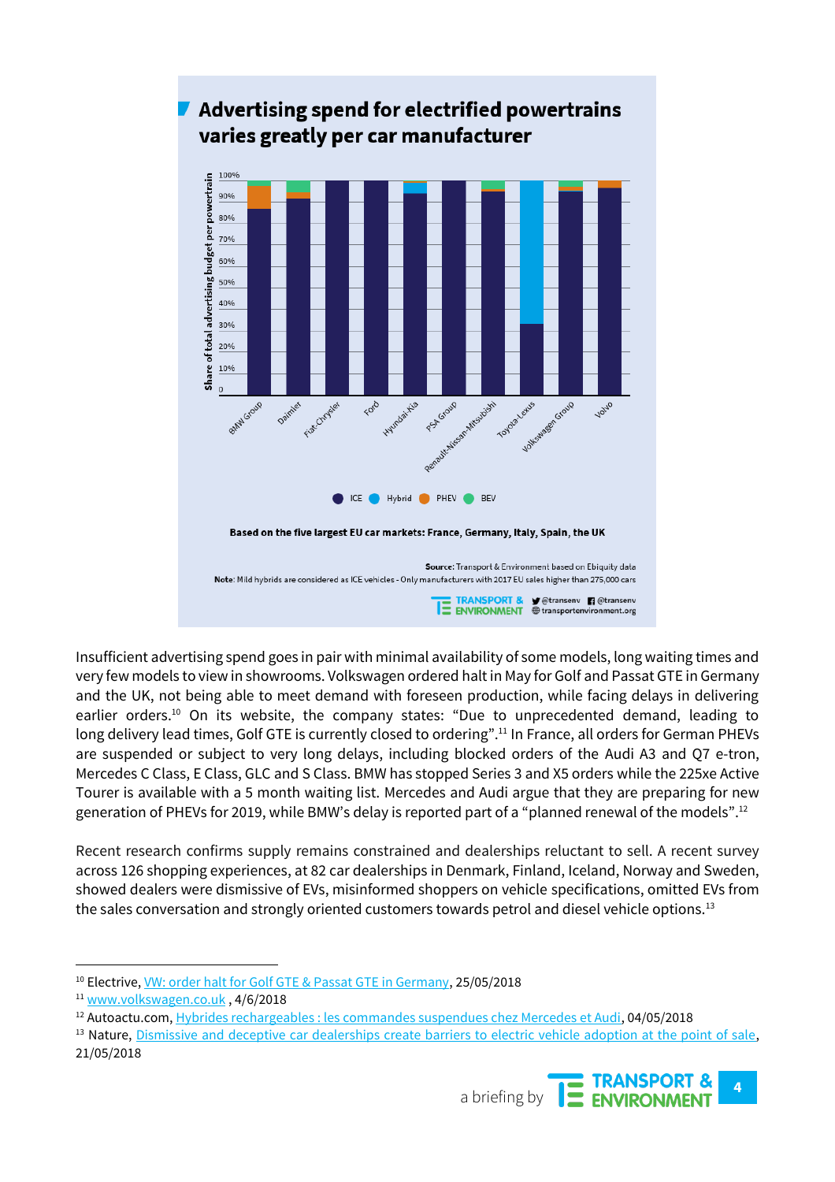## Advertising spend for electrified powertrains varies greatly per car manufacturer

Share of total advertising budget per powertrain

100%, 90%, 80%, 70%, 60%, 50%, 40%, 30%, 20%, 10%, 0

BMW Group, Daimler, Fiat-Chrysler, Ford, Hyundai-Kia, PSA Group, Renault-Nissan-Mitsubishi, Toyota-Lexus, Volkswagen Group, Volvo

ICE, Hybrid, PHEV, BEV

**Based on the five largest EU car markets: France, Germany, Italy, Spain, the UK**

**Source**: Transport & Environment based on Ebiquity data

**Note**: Mild hybrids are considered as ICE vehicles - Only manufacturers with 2017 EU sales higher than 275,000 cars

TRANSPORT & ENVIRONMENT @transenv @transenv transportenvironment.org

Insufficient advertising spend goes in pair with minimal availability of some models, long waiting times and very few models to view in showrooms. Volkswagen ordered halt in May for Golf and Passat GTE in Germany and the UK, not being able to meet demand with foreseen production, while facing delays in delivering earlier orders.[10] On its website, the company states: "Due to unprecedented demand, leading to long delivery lead times, Golf GTE is currently closed to ordering".[11] In France, all orders for German PHEVs are suspended or subject to very long delays, including blocked orders of the Audi A3 and Q7 e-tron, Mercedes C Class, E Class, GLC and S Class. BMW has stopped Series 3 and X5 orders while the 225xe Active Tourer is available with a 5 month waiting list. Mercedes and Audi argue that they are preparing for new generation of PHEVs for 2019, while BMW's delay is reported part of a "planned renewal of the models".[12]

Recent research confirms supply remains constrained and dealerships reluctant to sell. A recent survey across 126 shopping experiences, at 82 car dealerships in Denmark, Finland, Iceland, Norway and Sweden, showed dealers were dismissive of EVs, misinformed shoppers on vehicle specifications, omitted EVs from the sales conversation and strongly oriented customers towards petrol and diesel vehicle options.[13]

---

[10] Electrive, VW: order halt for Golf GTE & Passat GTE in Germany, 25/05/2018

[11] www.volkswagen.co.uk , 4/6/2018

[12] Autoactu.com, Hybrides rechargeables : les commandes suspendues chez Mercedes et Audi, 04/05/2018

[13] Nature, Dismissive and deceptive car dealerships create barriers to electric vehicle adoption at the point of sale, 21/05/2018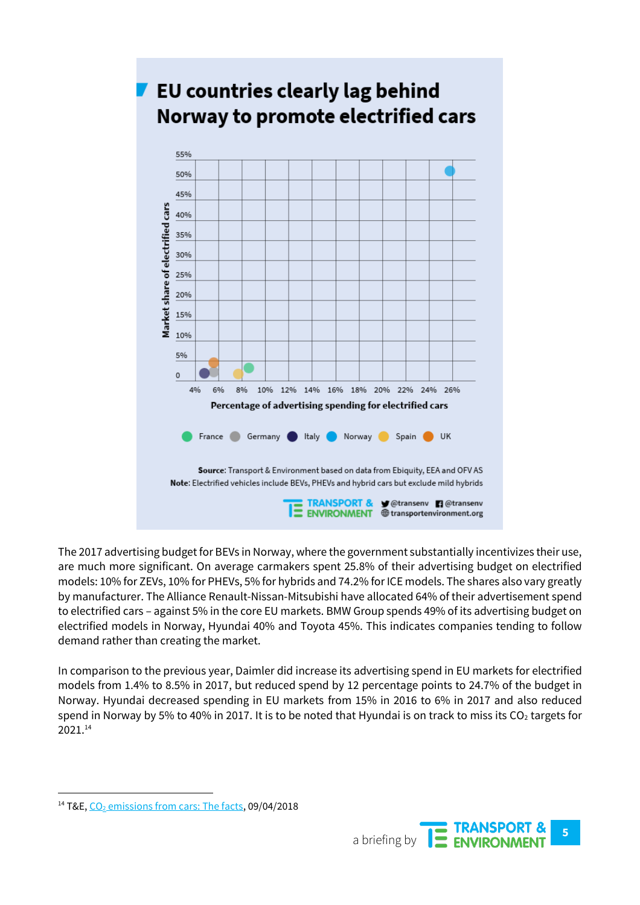## EU countries clearly lag behind Norway to promote electrified cars

Market share of electrified cars

Percentage of advertising spending for electrified cars

France Germany Italy Norway Spain UK

**Source**: Transport & Environment based on data from Ebiquity, EEA and OFV AS
**Note**: Electrified vehicles include BEVs, PHEVs and hybrid cars but exclude mild hybrids

The 2017 advertising budget for BEVs in Norway, where the government substantially incentivizes their use, are much more significant. On average carmakers spent 25.8% of their advertising budget on electrified models: 10% for ZEVs, 10% for PHEVs, 5% for hybrids and 74.2% for ICE models. The shares also vary greatly by manufacturer. The Alliance Renault-Nissan-Mitsubishi have allocated 64% of their advertisement spend to electrified cars – against 5% in the core EU markets. BMW Group spends 49% of its advertising budget on electrified models in Norway, Hyundai 40% and Toyota 45%. This indicates companies tending to follow demand rather than creating the market.

In comparison to the previous year, Daimler did increase its advertising spend in EU markets for electrified models from 1.4% to 8.5% in 2017, but reduced spend by 12 percentage points to 24.7% of the budget in Norway. Hyundai decreased spending in EU markets from 15% in 2016 to 6% in 2017 and also reduced spend in Norway by 5% to 40% in 2017. It is to be noted that Hyundai is on track to miss its $CO_2$ targets for 2021.[14]

[14] T&E, $CO_2$ emissions from cars: The facts, 09/04/2018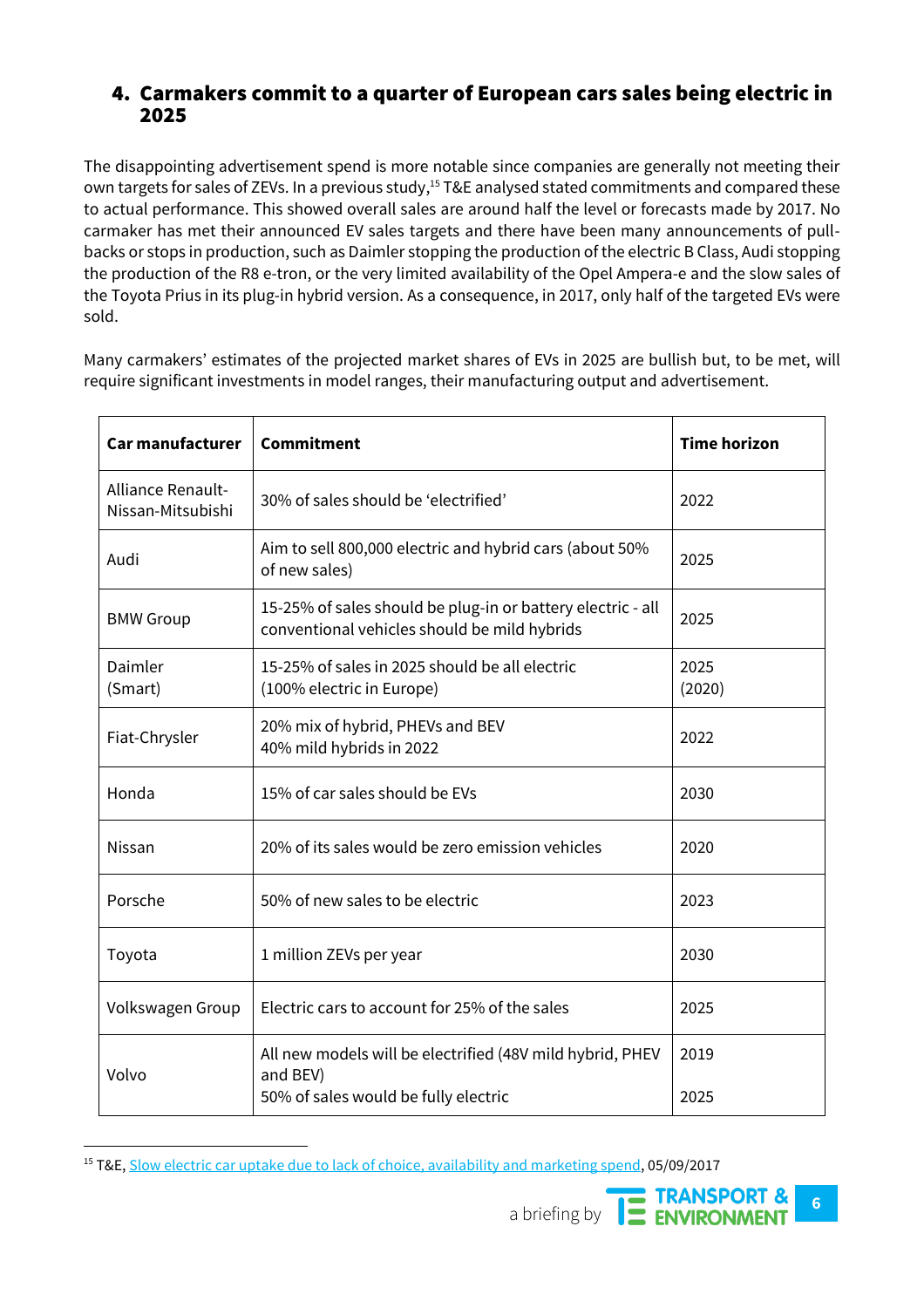## 4. Carmakers commit to a quarter of European cars sales being electric in 2025

The disappointing advertisement spend is more notable since companies are generally not meeting their own targets for sales of ZEVs. In a previous study,[15] T&E analysed stated commitments and compared these to actual performance. This showed overall sales are around half the level or forecasts made by 2017. No carmaker has met their announced EV sales targets and there have been many announcements of pull-backs or stops in production, such as Daimler stopping the production of the electric B Class, Audi stopping the production of the R8 e-tron, or the very limited availability of the Opel Ampera-e and the slow sales of the Toyota Prius in its plug-in hybrid version. As a consequence, in 2017, only half of the targeted EVs were sold.

Many carmakers' estimates of the projected market shares of EVs in 2025 are bullish but, to be met, will require significant investments in model ranges, their manufacturing output and advertisement.

| Car manufacturer | Commitment | Time horizon |
|---|---|---|
| Alliance Renault-Nissan-Mitsubishi | 30% of sales should be 'electrified' | 2022 |
| Audi | Aim to sell 800,000 electric and hybrid cars (about 50% of new sales) | 2025 |
| BMW Group | 15-25% of sales should be plug-in or battery electric - all conventional vehicles should be mild hybrids | 2025 |
| Daimler (Smart) | 15-25% of sales in 2025 should be all electric (100% electric in Europe) | 2025 (2020) |
| Fiat-Chrysler | 20% mix of hybrid, PHEVs and BEV<br>40% mild hybrids in 2022 | 2022 |
| Honda | 15% of car sales should be EVs | 2030 |
| Nissan | 20% of its sales would be zero emission vehicles | 2020 |
| Porsche | 50% of new sales to be electric | 2023 |
| Toyota | 1 million ZEVs per year | 2030 |
| Volkswagen Group | Electric cars to account for 25% of the sales | 2025 |
| Volvo | All new models will be electrified (48V mild hybrid, PHEV and BEV)<br>50% of sales would be fully electric | 2019<br>2025 |

[15] T&E, Slow electric car uptake due to lack of choice, availability and marketing spend, 05/09/2017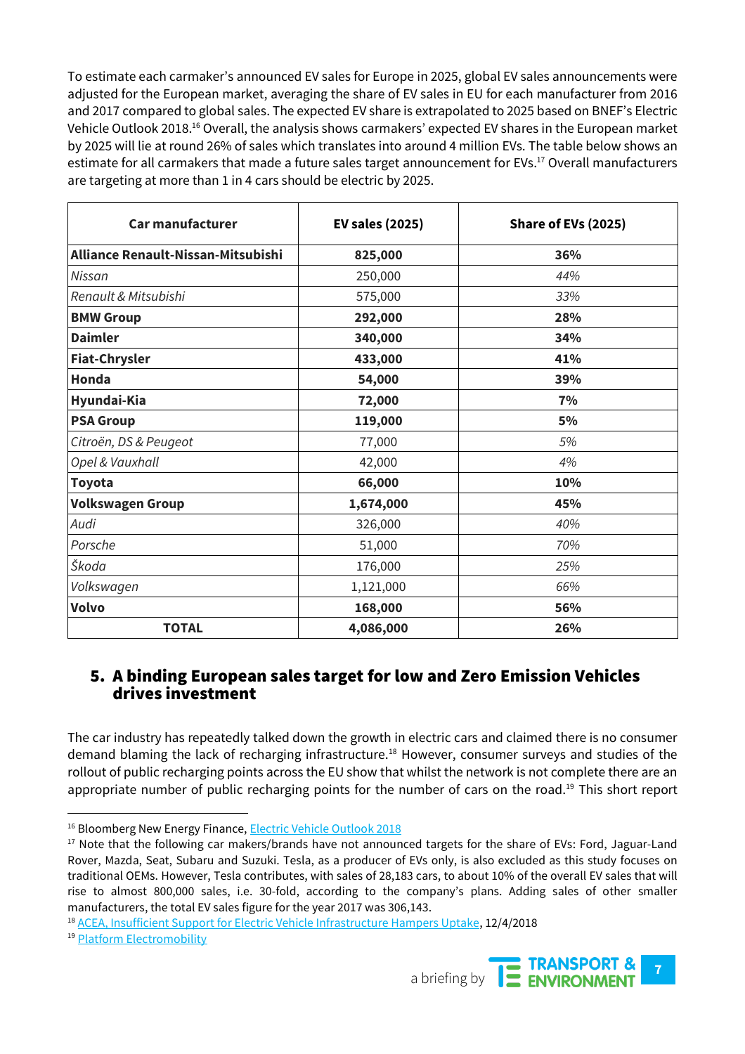To estimate each carmaker's announced EV sales for Europe in 2025, global EV sales announcements were adjusted for the European market, averaging the share of EV sales in EU for each manufacturer from 2016 and 2017 compared to global sales. The expected EV share is extrapolated to 2025 based on BNEF's Electric Vehicle Outlook 2018.[16] Overall, the analysis shows carmakers' expected EV shares in the European market by 2025 will lie at round 26% of sales which translates into around 4 million EVs. The table below shows an estimate for all carmakers that made a future sales target announcement for EVs.[17] Overall manufacturers are targeting at more than 1 in 4 cars should be electric by 2025.

| Car manufacturer | EV sales (2025) | Share of EVs (2025) |
|---|---|---|
| **Alliance Renault-Nissan-Mitsubishi** | **825,000** | **36%** |
| *Nissan* | 250,000 | *44%* |
| *Renault & Mitsubishi* | 575,000 | *33%* |
| **BMW Group** | **292,000** | **28%** |
| **Daimler** | **340,000** | **34%** |
| **Fiat-Chrysler** | **433,000** | **41%** |
| **Honda** | **54,000** | **39%** |
| **Hyundai-Kia** | **72,000** | **7%** |
| **PSA Group** | **119,000** | **5%** |
| *Citroën, DS & Peugeot* | 77,000 | *5%* |
| *Opel & Vauxhall* | 42,000 | *4%* |
| **Toyota** | **66,000** | **10%** |
| **Volkswagen Group** | **1,674,000** | **45%** |
| *Audi* | 326,000 | *40%* |
| *Porsche* | 51,000 | *70%* |
| *Škoda* | 176,000 | *25%* |
| *Volkswagen* | 1,121,000 | *66%* |
| **Volvo** | **168,000** | **56%** |
| **TOTAL** | **4,086,000** | **26%** |

## 5. A binding European sales target for low and Zero Emission Vehicles drives investment

The car industry has repeatedly talked down the growth in electric cars and claimed there is no consumer demand blaming the lack of recharging infrastructure.[18] However, consumer surveys and studies of the rollout of public recharging points across the EU show that whilst the network is not complete there are an appropriate number of public recharging points for the number of cars on the road.[19] This short report

---

[16] Bloomberg New Energy Finance, Electric Vehicle Outlook 2018

[17] Note that the following car makers/brands have not announced targets for the share of EVs: Ford, Jaguar-Land Rover, Mazda, Seat, Subaru and Suzuki. Tesla, as a producer of EVs only, is also excluded as this study focuses on traditional OEMs. However, Tesla contributes, with sales of 28,183 cars, to about 10% of the overall EV sales that will rise to almost 800,000 sales, i.e. 30-fold, according to the company's plans. Adding sales of other smaller manufacturers, the total EV sales figure for the year 2017 was 306,143.

[18] ACEA, Insufficient Support for Electric Vehicle Infrastructure Hampers Uptake, 12/4/2018

[19] Platform Electromobility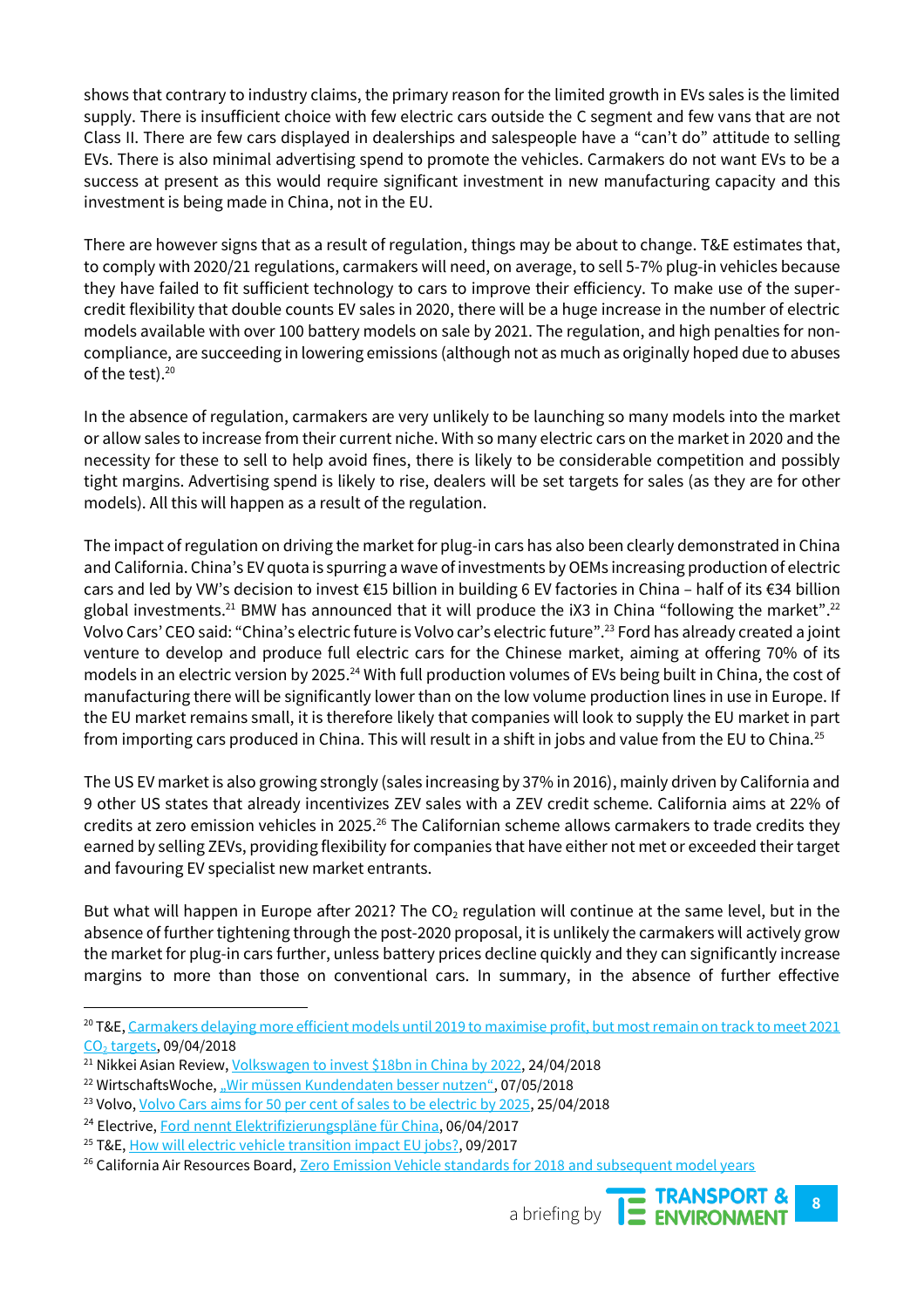shows that contrary to industry claims, the primary reason for the limited growth in EVs sales is the limited supply. There is insufficient choice with few electric cars outside the C segment and few vans that are not Class II. There are few cars displayed in dealerships and salespeople have a "can't do" attitude to selling EVs. There is also minimal advertising spend to promote the vehicles. Carmakers do not want EVs to be a success at present as this would require significant investment in new manufacturing capacity and this investment is being made in China, not in the EU.

There are however signs that as a result of regulation, things may be about to change. T&E estimates that, to comply with 2020/21 regulations, carmakers will need, on average, to sell 5-7% plug-in vehicles because they have failed to fit sufficient technology to cars to improve their efficiency. To make use of the super-credit flexibility that double counts EV sales in 2020, there will be a huge increase in the number of electric models available with over 100 battery models on sale by 2021. The regulation, and high penalties for non-compliance, are succeeding in lowering emissions (although not as much as originally hoped due to abuses of the test).[20]

In the absence of regulation, carmakers are very unlikely to be launching so many models into the market or allow sales to increase from their current niche. With so many electric cars on the market in 2020 and the necessity for these to sell to help avoid fines, there is likely to be considerable competition and possibly tight margins. Advertising spend is likely to rise, dealers will be set targets for sales (as they are for other models). All this will happen as a result of the regulation.

The impact of regulation on driving the market for plug-in cars has also been clearly demonstrated in China and California. China's EV quota is spurring a wave of investments by OEMs increasing production of electric cars and led by VW's decision to invest €15 billion in building 6 EV factories in China – half of its €34 billion global investments.[21] BMW has announced that it will produce the iX3 in China "following the market".[22] Volvo Cars' CEO said: "China's electric future is Volvo car's electric future".[23] Ford has already created a joint venture to develop and produce full electric cars for the Chinese market, aiming at offering 70% of its models in an electric version by 2025.[24] With full production volumes of EVs being built in China, the cost of manufacturing there will be significantly lower than on the low volume production lines in use in Europe. If the EU market remains small, it is therefore likely that companies will look to supply the EU market in part from importing cars produced in China. This will result in a shift in jobs and value from the EU to China.[25]

The US EV market is also growing strongly (sales increasing by 37% in 2016), mainly driven by California and 9 other US states that already incentivizes ZEV sales with a ZEV credit scheme. California aims at 22% of credits at zero emission vehicles in 2025.[26] The Californian scheme allows carmakers to trade credits they earned by selling ZEVs, providing flexibility for companies that have either not met or exceeded their target and favouring EV specialist new market entrants.

But what will happen in Europe after 2021? The $CO_2$ regulation will continue at the same level, but in the absence of further tightening through the post-2020 proposal, it is unlikely the carmakers will actively grow the market for plug-in cars further, unless battery prices decline quickly and they can significantly increase margins to more than those on conventional cars. In summary, in the absence of further effective

---

[20] T&E, Carmakers delaying more efficient models until 2019 to maximise profit, but most remain on track to meet 2021 $CO_2$ targets, 09/04/2018

[21] Nikkei Asian Review, Volkswagen to invest $18bn in China by 2022, 24/04/2018

[22] WirtschaftsWoche, „Wir müssen Kundendaten besser nutzen", 07/05/2018

[23] Volvo, Volvo Cars aims for 50 per cent of sales to be electric by 2025, 25/04/2018

[24] Electrive, Ford nennt Elektrifizierungspläne für China, 06/04/2017

[25] T&E, How will electric vehicle transition impact EU jobs?, 09/2017

[26] California Air Resources Board, Zero Emission Vehicle standards for 2018 and subsequent model years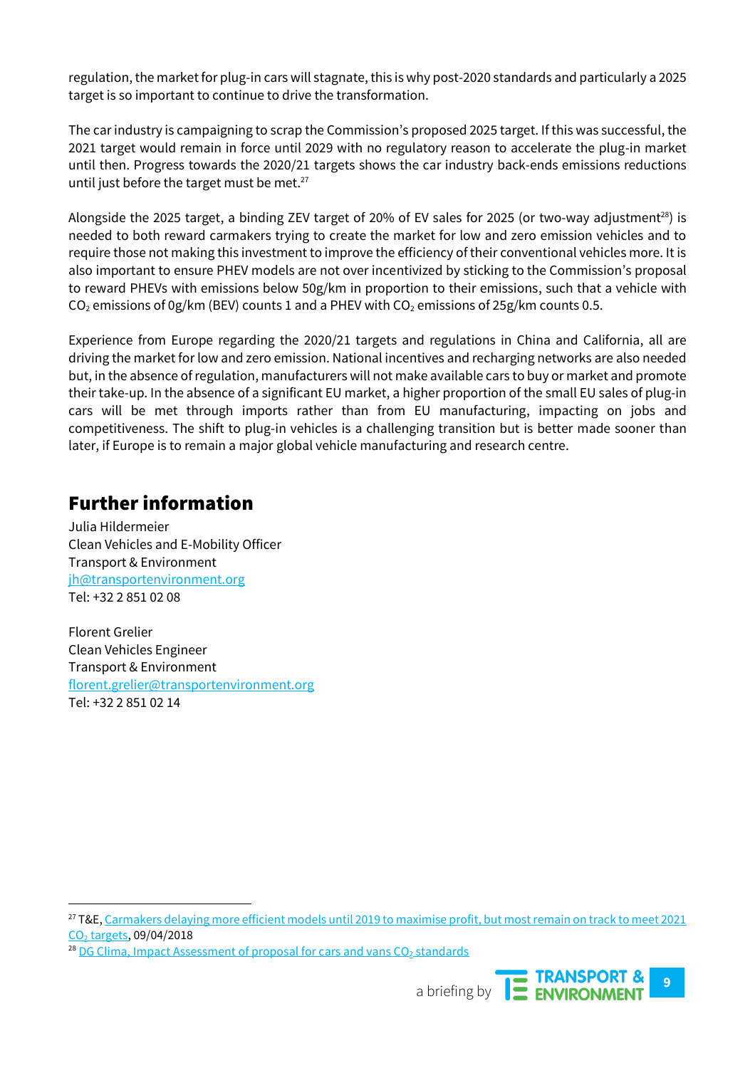regulation, the market for plug-in cars will stagnate, this is why post-2020 standards and particularly a 2025 target is so important to continue to drive the transformation.

The car industry is campaigning to scrap the Commission's proposed 2025 target. If this was successful, the 2021 target would remain in force until 2029 with no regulatory reason to accelerate the plug-in market until then. Progress towards the 2020/21 targets shows the car industry back-ends emissions reductions until just before the target must be met.[27]

Alongside the 2025 target, a binding ZEV target of 20% of EV sales for 2025 (or two-way adjustment[28]) is needed to both reward carmakers trying to create the market for low and zero emission vehicles and to require those not making this investment to improve the efficiency of their conventional vehicles more. It is also important to ensure PHEV models are not over incentivized by sticking to the Commission's proposal to reward PHEVs with emissions below 50g/km in proportion to their emissions, such that a vehicle with $CO_2$ emissions of 0g/km (BEV) counts 1 and a PHEV with $CO_2$ emissions of 25g/km counts 0.5.

Experience from Europe regarding the 2020/21 targets and regulations in China and California, all are driving the market for low and zero emission. National incentives and recharging networks are also needed but, in the absence of regulation, manufacturers will not make available cars to buy or market and promote their take-up. In the absence of a significant EU market, a higher proportion of the small EU sales of plug-in cars will be met through imports rather than from EU manufacturing, impacting on jobs and competitiveness. The shift to plug-in vehicles is a challenging transition but is better made sooner than later, if Europe is to remain a major global vehicle manufacturing and research centre.

## Further information

Julia Hildermeier
Clean Vehicles and E-Mobility Officer
Transport & Environment
jh@transportenvironment.org
Tel: +32 2 851 02 08

Florent Grelier
Clean Vehicles Engineer
Transport & Environment
florent.grelier@transportenvironment.org
Tel: +32 2 851 02 14

[27] T&E, Carmakers delaying more efficient models until 2019 to maximise profit, but most remain on track to meet 2021 $CO_2$ targets, 09/04/2018

[28] DG Clima, Impact Assessment of proposal for cars and vans $CO_2$ standards